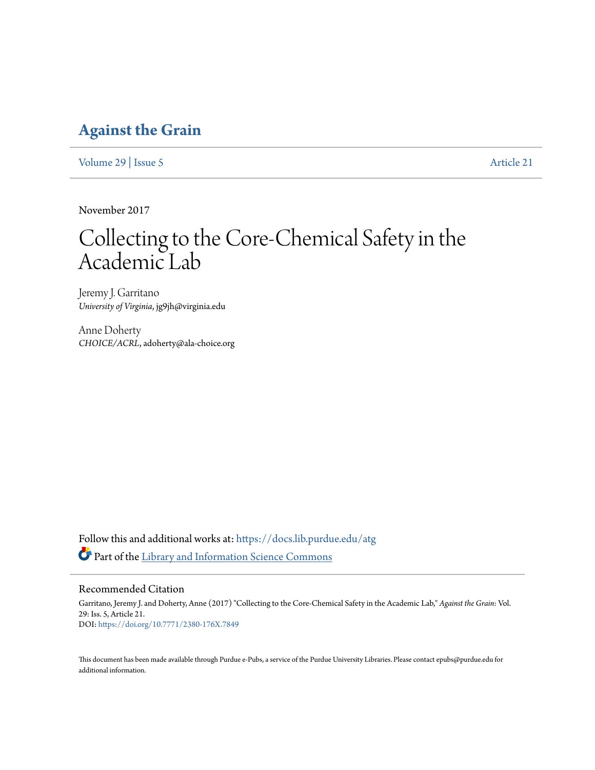# Against the Grain

Volume 29 | Issue 5 Article 21

November 2017

# Collecting to the Core-Chemical Safety in the Academic Lab

Jeremy J. Garritano
*University of Virginia*, jg9jh@virginia.edu

Anne Doherty
*CHOICE/ACRL*, adoherty@ala-choice.org

Follow this and additional works at: https://docs.lib.purdue.edu/atg

Part of the Library and Information Science Commons

## Recommended Citation

Garritano, Jeremy J. and Doherty, Anne (2017) "Collecting to the Core-Chemical Safety in the Academic Lab," *Against the Grain*: Vol. 29: Iss. 5, Article 21.
DOI: https://doi.org/10.7771/2380-176X.7849

This document has been made available through Purdue e-Pubs, a service of the Purdue University Libraries. Please contact epubs@purdue.edu for additional information.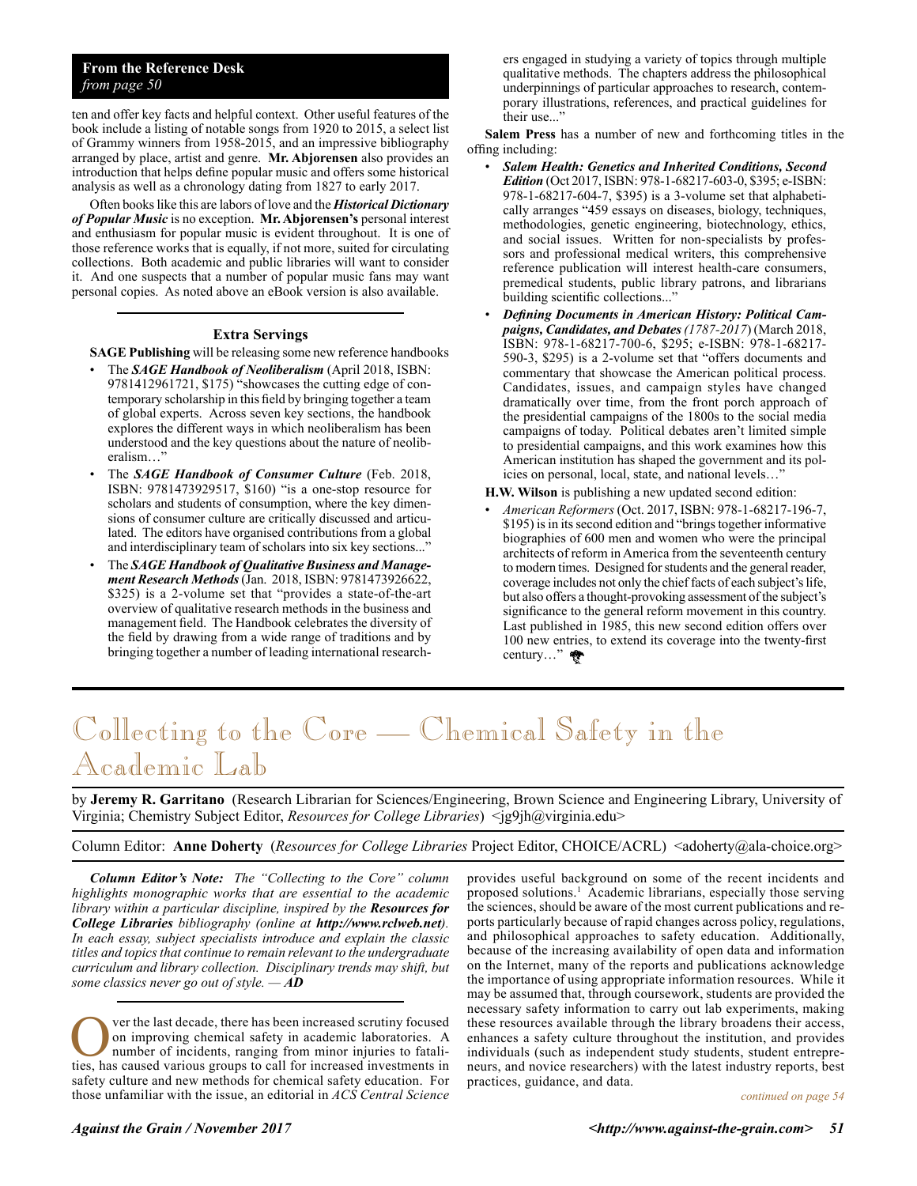**From the Reference Desk**
*from page 50*

ten and offer key facts and helpful context. Other useful features of the book include a listing of notable songs from 1920 to 2015, a select list of Grammy winners from 1958-2015, and an impressive bibliography arranged by place, artist and genre. **Mr. Abjorensen** also provides an introduction that helps define popular music and offers some historical analysis as well as a chronology dating from 1827 to early 2017.

Often books like this are labors of love and the ***Historical Dictionary of Popular Music*** is no exception. **Mr. Abjorensen's** personal interest and enthusiasm for popular music is evident throughout. It is one of those reference works that is equally, if not more, suited for circulating collections. Both academic and public libraries will want to consider it. And one suspects that a number of popular music fans may want personal copies. As noted above an eBook version is also available.

### Extra Servings

**SAGE Publishing** will be releasing some new reference handbooks

- The ***SAGE Handbook of Neoliberalism*** (April 2018, ISBN: 9781412961721, $175) "showcases the cutting edge of contemporary scholarship in this field by bringing together a team of global experts. Across seven key sections, the handbook explores the different ways in which neoliberalism has been understood and the key questions about the nature of neoliberalism…"
- The ***SAGE Handbook of Consumer Culture*** (Feb. 2018, ISBN: 9781473929517, $160) "is a one-stop resource for scholars and students of consumption, where the key dimensions of consumer culture are critically discussed and articulated. The editors have organised contributions from a global and interdisciplinary team of scholars into six key sections..."
- The ***SAGE Handbook of Qualitative Business and Management Research Methods*** (Jan. 2018, ISBN: 9781473926622, $325) is a 2-volume set that "provides a state-of-the-art overview of qualitative research methods in the business and management field. The Handbook celebrates the diversity of the field by drawing from a wide range of traditions and by bringing together a number of leading international researchers engaged in studying a variety of topics through multiple qualitative methods. The chapters address the philosophical underpinnings of particular approaches to research, contemporary illustrations, references, and practical guidelines for their use..."

**Salem Press** has a number of new and forthcoming titles in the offing including:

- ***Salem Health: Genetics and Inherited Conditions, Second Edition*** (Oct 2017, ISBN: 978-1-68217-603-0, $395; e-ISBN: 978-1-68217-604-7, $395) is a 3-volume set that alphabetically arranges "459 essays on diseases, biology, techniques, methodologies, genetic engineering, biotechnology, ethics, and social issues. Written for non-specialists by professors and professional medical writers, this comprehensive reference publication will interest health-care consumers, premedical students, public library patrons, and librarians building scientific collections..."
- ***Defining Documents in American History: Political Campaigns, Candidates, and Debates*** *(1787-2017)* (March 2018, ISBN: 978-1-68217-700-6, $295; e-ISBN: 978-1-68217-590-3, $295) is a 2-volume set that "offers documents and commentary that showcase the American political process. Candidates, issues, and campaign styles have changed dramatically over time, from the front porch approach of the presidential campaigns of the 1800s to the social media campaigns of today. Political debates aren't limited simple to presidential campaigns, and this work examines how this American institution has shaped the government and its policies on personal, local, state, and national levels…"

**H.W. Wilson** is publishing a new updated second edition:

- *American Reformers* (Oct. 2017, ISBN: 978-1-68217-196-7, $195) is in its second edition and "brings together informative biographies of 600 men and women who were the principal architects of reform in America from the seventeenth century to modern times. Designed for students and the general reader, coverage includes not only the chief facts of each subject's life, but also offers a thought-provoking assessment of the subject's significance to the general reform movement in this country. Last published in 1985, this new second edition offers over 100 new entries, to extend its coverage into the twenty-first century…"

# Collecting to the Core — Chemical Safety in the Academic Lab

by **Jeremy R. Garritano** (Research Librarian for Sciences/Engineering, Brown Science and Engineering Library, University of Virginia; Chemistry Subject Editor, *Resources for College Libraries*) <jg9jh@virginia.edu>

Column Editor: **Anne Doherty** (*Resources for College Libraries* Project Editor, CHOICE/ACRL) <adoherty@ala-choice.org>

***Column Editor's Note:*** *The "Collecting to the Core" column highlights monographic works that are essential to the academic library within a particular discipline, inspired by the* ***Resources for College Libraries*** *bibliography (online at* ***http://www.rclweb.net****). In each essay, subject specialists introduce and explain the classic titles and topics that continue to remain relevant to the undergraduate curriculum and library collection. Disciplinary trends may shift, but some classics never go out of style. —* ***AD***

Over the last decade, there has been increased scrutiny focused on improving chemical safety in academic laboratories. A number of incidents, ranging from minor injuries to fatalities, has caused various groups to call for increased investments in safety culture and new methods for chemical safety education. For those unfamiliar with the issue, an editorial in *ACS Central Science* provides useful background on some of the recent incidents and proposed solutions.[1] Academic librarians, especially those serving the sciences, should be aware of the most current publications and reports particularly because of rapid changes across policy, regulations, and philosophical approaches to safety education. Additionally, because of the increasing availability of open data and information on the Internet, many of the reports and publications acknowledge the importance of using appropriate information resources. While it may be assumed that, through coursework, students are provided the necessary safety information to carry out lab experiments, making these resources available through the library broadens their access, enhances a safety culture throughout the institution, and provides individuals (such as independent study students, student entrepreneurs, and novice researchers) with the latest industry reports, best practices, guidance, and data.

*continued on page 54*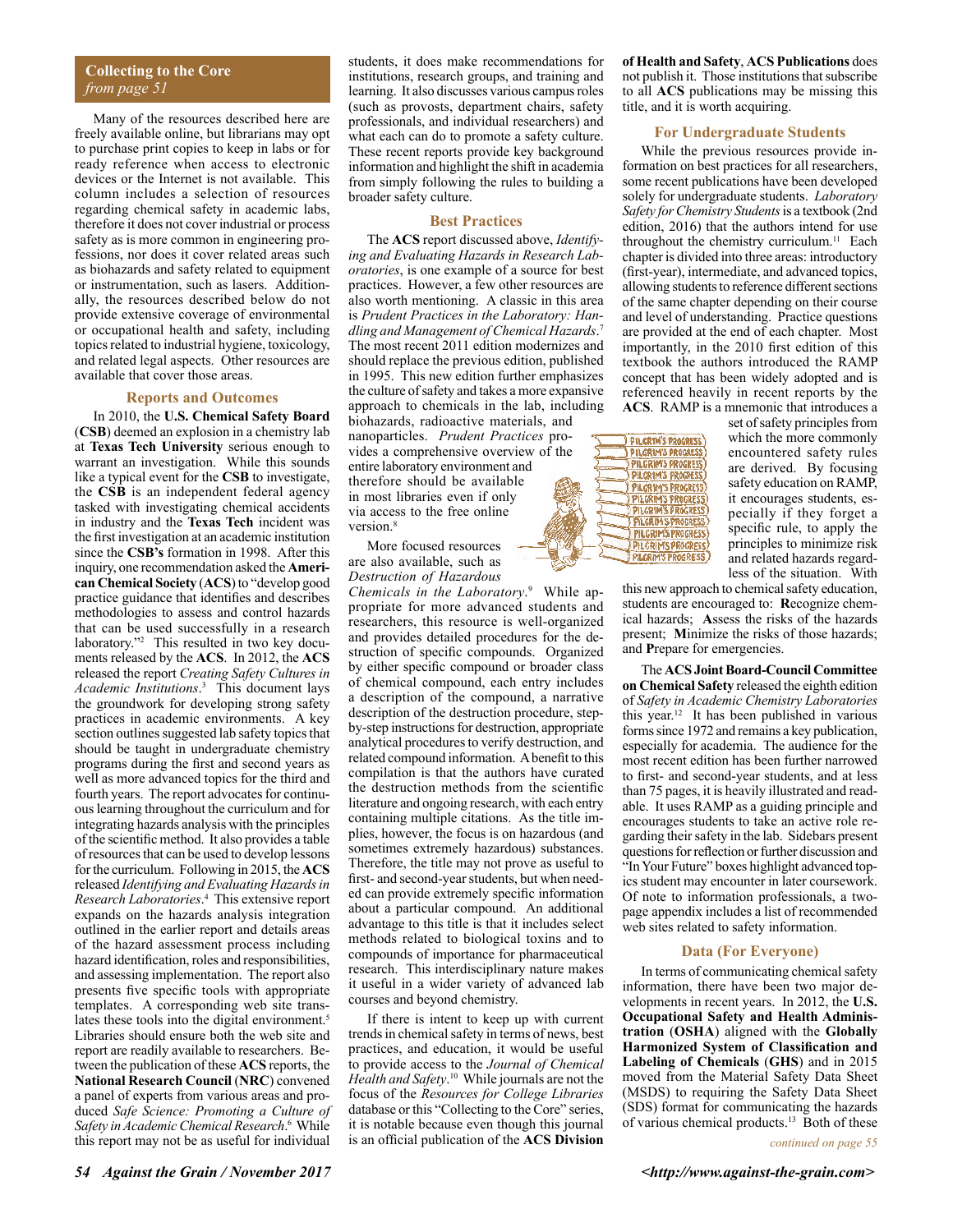## Collecting to the Core
*from page 51*

Many of the resources described here are freely available online, but librarians may opt to purchase print copies to keep in labs or for ready reference when access to electronic devices or the Internet is not available. This column includes a selection of resources regarding chemical safety in academic labs, therefore it does not cover industrial or process safety as is more common in engineering professions, nor does it cover related areas such as biohazards and safety related to equipment or instrumentation, such as lasers. Additionally, the resources described below do not provide extensive coverage of environmental or occupational health and safety, including topics related to industrial hygiene, toxicology, and related legal aspects. Other resources are available that cover those areas.

### Reports and Outcomes

In 2010, the **U.S. Chemical Safety Board** (**CSB**) deemed an explosion in a chemistry lab at **Texas Tech University** serious enough to warrant an investigation. While this sounds like a typical event for the **CSB** to investigate, the **CSB** is an independent federal agency tasked with investigating chemical accidents in industry and the **Texas Tech** incident was the first investigation at an academic institution since the **CSB's** formation in 1998. After this inquiry, one recommendation asked the **American Chemical Society** (**ACS**) to "develop good practice guidance that identifies and describes methodologies to assess and control hazards that can be used successfully in a research laboratory."[2] This resulted in two key documents released by the **ACS**. In 2012, the **ACS** released the report *Creating Safety Cultures in Academic Institutions*.[3] This document lays the groundwork for developing strong safety practices in academic environments. A key section outlines suggested lab safety topics that should be taught in undergraduate chemistry programs during the first and second years as well as more advanced topics for the third and fourth years. The report advocates for continuous learning throughout the curriculum and for integrating hazards analysis with the principles of the scientific method. It also provides a table of resources that can be used to develop lessons for the curriculum. Following in 2015, the **ACS** released *Identifying and Evaluating Hazards in Research Laboratories*.[4] This extensive report expands on the hazards analysis integration outlined in the earlier report and details areas of the hazard assessment process including hazard identification, roles and responsibilities, and assessing implementation. The report also presents five specific tools with appropriate templates. A corresponding web site translates these tools into the digital environment.[5] Libraries should ensure both the web site and report are readily available to researchers. Between the publication of these **ACS** reports, the **National Research Council** (**NRC**) convened a panel of experts from various areas and produced *Safe Science: Promoting a Culture of Safety in Academic Chemical Research*.[6] While this report may not be as useful for individual students, it does make recommendations for institutions, research groups, and training and learning. It also discusses various campus roles (such as provosts, department chairs, safety professionals, and individual researchers) and what each can do to promote a safety culture. These recent reports provide key background information and highlight the shift in academia from simply following the rules to building a broader safety culture.

### Best Practices

The **ACS** report discussed above, *Identifying and Evaluating Hazards in Research Laboratories*, is one example of a source for best practices. However, a few other resources are also worth mentioning. A classic in this area is *Prudent Practices in the Laboratory: Handling and Management of Chemical Hazards*.[7] The most recent 2011 edition modernizes and should replace the previous edition, published in 1995. This new edition further emphasizes the culture of safety and takes a more expansive approach to chemicals in the lab, including biohazards, radioactive materials, and nanoparticles. *Prudent Practices* provides a comprehensive overview of the entire laboratory environment and therefore should be available in most libraries even if only via access to the free online version.[8]

More focused resources are also available, such as *Destruction of Hazardous Chemicals in the Laboratory*.[9] While appropriate for more advanced students and researchers, this resource is well-organized and provides detailed procedures for the destruction of specific compounds. Organized by either specific compound or broader class of chemical compound, each entry includes a description of the compound, a narrative description of the destruction procedure, step-by-step instructions for destruction, appropriate analytical procedures to verify destruction, and related compound information. A benefit to this compilation is that the authors have curated the destruction methods from the scientific literature and ongoing research, with each entry containing multiple citations. As the title implies, however, the focus is on hazardous (and sometimes extremely hazardous) substances. Therefore, the title may not prove as useful to first- and second-year students, but when needed can provide extremely specific information about a particular compound. An additional advantage to this title is that it includes select methods related to biological toxins and to compounds of importance for pharmaceutical research. This interdisciplinary nature makes it useful in a wider variety of advanced lab courses and beyond chemistry.

If there is intent to keep up with current trends in chemical safety in terms of news, best practices, and education, it would be useful to provide access to the *Journal of Chemical Health and Safety*.[10] While journals are not the focus of the *Resources for College Libraries* database or this "Collecting to the Core" series, it is notable because even though this journal is an official publication of the **ACS Division of Health and Safety**, **ACS Publications** does not publish it. Those institutions that subscribe to all **ACS** publications may be missing this title, and it is worth acquiring.

### For Undergraduate Students

While the previous resources provide information on best practices for all researchers, some recent publications have been developed solely for undergraduate students. *Laboratory Safety for Chemistry Students* is a textbook (2nd edition, 2016) that the authors intend for use throughout the chemistry curriculum.[11] Each chapter is divided into three areas: introductory (first-year), intermediate, and advanced topics, allowing students to reference different sections of the same chapter depending on their course and level of understanding. Practice questions are provided at the end of each chapter. Most importantly, in the 2010 first edition of this textbook the authors introduced the RAMP concept that has been widely adopted and is referenced heavily in recent reports by the **ACS**. RAMP is a mnemonic that introduces a set of safety principles from which the more commonly encountered safety rules are derived. By focusing safety education on RAMP, it encourages students, especially if they forget a specific rule, to apply the principles to minimize risk and related hazards regardless of the situation. With this new approach to chemical safety education, students are encouraged to: **R**ecognize chemical hazards; **A**ssess the risks of the hazards present; **M**inimize the risks of those hazards; and **P**repare for emergencies.

The **ACS Joint Board-Council Committee on Chemical Safety** released the eighth edition of *Safety in Academic Chemistry Laboratories* this year.[12] It has been published in various forms since 1972 and remains a key publication, especially for academia. The audience for the most recent edition has been further narrowed to first- and second-year students, and at less than 75 pages, it is heavily illustrated and readable. It uses RAMP as a guiding principle and encourages students to take an active role regarding their safety in the lab. Sidebars present questions for reflection or further discussion and "In Your Future" boxes highlight advanced topics student may encounter in later coursework. Of note to information professionals, a two-page appendix includes a list of recommended web sites related to safety information.

### Data (For Everyone)

In terms of communicating chemical safety information, there have been two major developments in recent years. In 2012, the **U.S. Occupational Safety and Health Administration** (**OSHA**) aligned with the **Globally Harmonized System of Classification and Labeling of Chemicals** (**GHS**) and in 2015 moved from the Material Safety Data Sheet (MSDS) to requiring the Safety Data Sheet (SDS) format for communicating the hazards of various chemical products.[13] Both of these

*continued on page 55*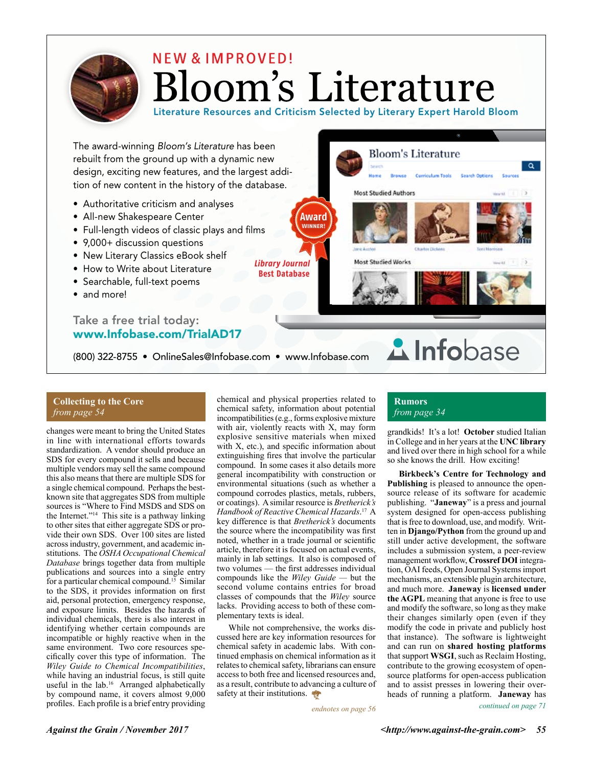# NEW & IMPROVED!

# Bloom's Literature

Literature Resources and Criticism Selected by Literary Expert Harold Bloom

The award-winning *Bloom's Literature* has been rebuilt from the ground up with a dynamic new design, exciting new features, and the largest addition of new content in the history of the database.

- Authoritative criticism and analyses
- All-new Shakespeare Center
- Full-length videos of classic plays and films
- 9,000+ discussion questions
- New Literary Classics eBook shelf
- How to Write about Literature
- Searchable, full-text poems
- and more!

Award WINNER!

*Library Journal* Best Database

Take a free trial today:
**www.Infobase.com/TrialAD17**

(800) 322-8755 • OnlineSales@Infobase.com • www.Infobase.com

Infobase

## Collecting to the Core

*from page 54*

changes were meant to bring the United States in line with international efforts towards standardization. A vendor should produce an SDS for every compound it sells and because multiple vendors may sell the same compound this also means that there are multiple SDS for a single chemical compound. Perhaps the best-known site that aggregates SDS from multiple sources is "Where to Find MSDS and SDS on the Internet."[14] This site is a pathway linking to other sites that either aggregate SDS or provide their own SDS. Over 100 sites are listed across industry, government, and academic institutions. The *OSHA Occupational Chemical Database* brings together data from multiple publications and sources into a single entry for a particular chemical compound.[15] Similar to the SDS, it provides information on first aid, personal protection, emergency response, and exposure limits. Besides the hazards of individual chemicals, there is also interest in identifying whether certain compounds are incompatible or highly reactive when in the same environment. Two core resources specifically cover this type of information. The *Wiley Guide to Chemical Incompatibilities*, while having an industrial focus, is still quite useful in the lab.[16] Arranged alphabetically by compound name, it covers almost 9,000 profiles. Each profile is a brief entry providing chemical and physical properties related to chemical safety, information about potential incompatibilities (e.g., forms explosive mixture with air, violently reacts with X, may form explosive sensitive materials when mixed with X, etc.), and specific information about extinguishing fires that involve the particular compound. In some cases it also details more general incompatibility with construction or environmental situations (such as whether a compound corrodes plastics, metals, rubbers, or coatings). A similar resource is *Bretherick's Handbook of Reactive Chemical Hazards*.[17] A key difference is that *Bretherick's* documents the source where the incompatibility was first noted, whether in a trade journal or scientific article, therefore it is focused on actual events, mainly in lab settings. It also is composed of two volumes — the first addresses individual compounds like the *Wiley Guide* — but the second volume contains entries for broad classes of compounds that the *Wiley* source lacks. Providing access to both of these complementary texts is ideal.

While not comprehensive, the works discussed here are key information resources for chemical safety in academic labs. With continued emphasis on chemical information as it relates to chemical safety, librarians can ensure access to both free and licensed resources and, as a result, contribute to advancing a culture of safety at their institutions.

*endnotes on page 56*

## Rumors

*from page 34*

grandkids! It's a lot! **October** studied Italian in College and in her years at the **UNC library** and lived over there in high school for a while so she knows the drill. How exciting!

**Birkbeck's Centre for Technology and Publishing** is pleased to announce the open-source release of its software for academic publishing. "**Janeway**" is a press and journal system designed for open-access publishing that is free to download, use, and modify. Written in **Django/Python** from the ground up and still under active development, the software includes a submission system, a peer-review management workflow, **Crossref DOI** integration, OAI feeds, Open Journal Systems import mechanisms, an extensible plugin architecture, and much more. **Janeway** is **licensed under the AGPL** meaning that anyone is free to use and modify the software, so long as they make their changes similarly open (even if they modify the code in private and publicly host that instance). The software is lightweight and can run on **shared hosting platforms** that support **WSGI**, such as Reclaim Hosting, contribute to the growing ecosystem of open-source platforms for open-access publication and to assist presses in lowering their overheads of running a platform. **Janeway** has

*continued on page 71*